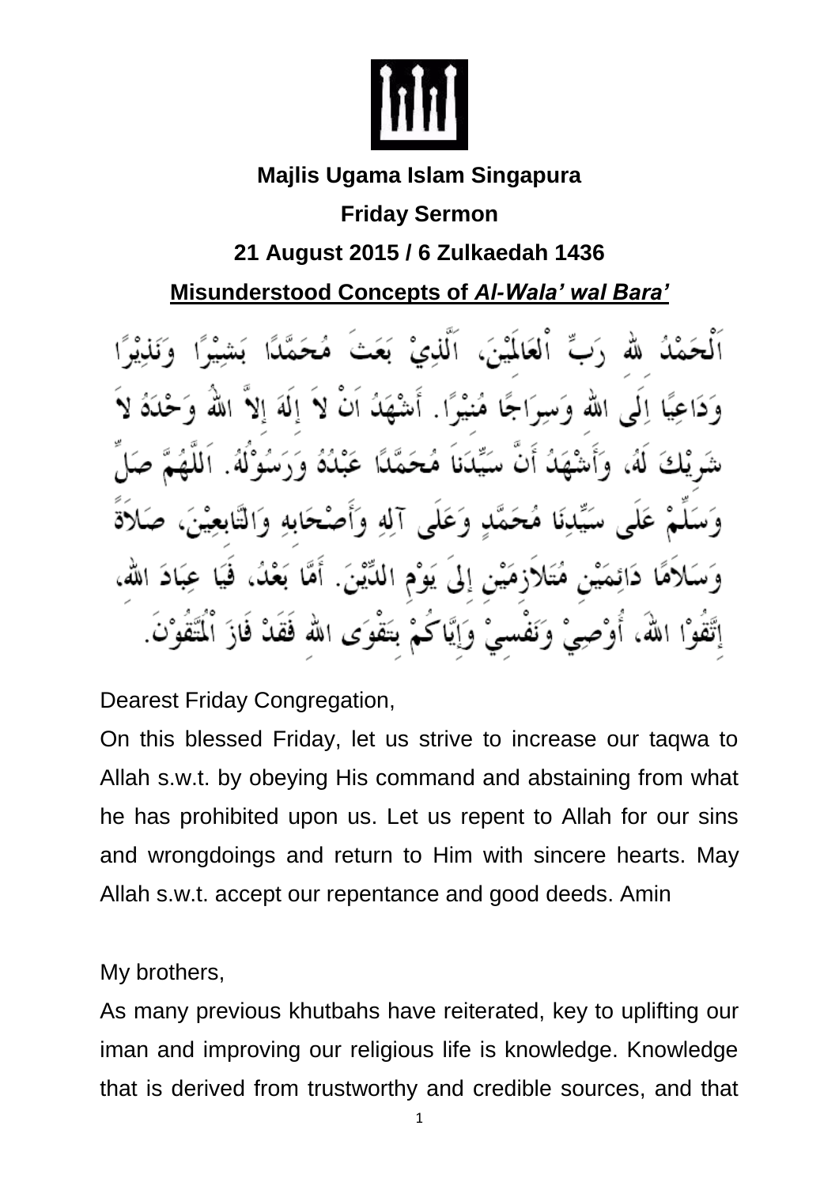**Majlis Ugama Islam Singapura**

**Friday Sermon**

**21 August 2015 / 6 Zulkaedah 1436**

**Misunderstood Concepts of *Al-Wala' wal Bara'***

اَلْحَمْدُ للهِ رَبِّ الْعَالَمِيْنَ، اَلَّذِيْ بَعَثَ مُحَمَّدًا بَشِيْرًا وَنَذِيْرًا وَدَاعِيًا اِلَى اللهِ وَسِرَاجًا مُنِيْرًا. أَشْهَدُ اَنْ لاَ إِلَهَ إِلاَّ اللهُ وَحْدَهُ لاَ شَرِيْكَ لَهُ، وَأَشْهَدُ أَنَّ سَيِّدَنَا مُحَمَّدًا عَبْدُهُ وَرَسُوْلُهُ. اَللَّهُمَّ صَلِّ وَسَلِّمْ عَلَى سَيِّدِنَا مُحَمَّدٍ وَعَلَى آلِهِ وَأَصْحَابِهِ وَالتَّابِعِيْنَ، صَلاَةً وَسَلاَمًا دَائِمَيْنِ مُتَلاَزِمَيْنِ إِلَى يَوْمِ الدِّيْنِ. أَمَّا بَعْدُ، فَيَا عِبَادَ اللهِ، إِتَّقُوْا اللهَ، أُوْصِيْ وَنَفْسِيْ وَإِيَّاكُمْ بِتَقْوَى اللهِ فَقَدْ فَازَ الْمُتَّقُوْنَ.

Dearest Friday Congregation,

On this blessed Friday, let us strive to increase our taqwa to Allah s.w.t. by obeying His command and abstaining from what he has prohibited upon us. Let us repent to Allah for our sins and wrongdoings and return to Him with sincere hearts. May Allah s.w.t. accept our repentance and good deeds. Amin

My brothers,

As many previous khutbahs have reiterated, key to uplifting our iman and improving our religious life is knowledge. Knowledge that is derived from trustworthy and credible sources, and that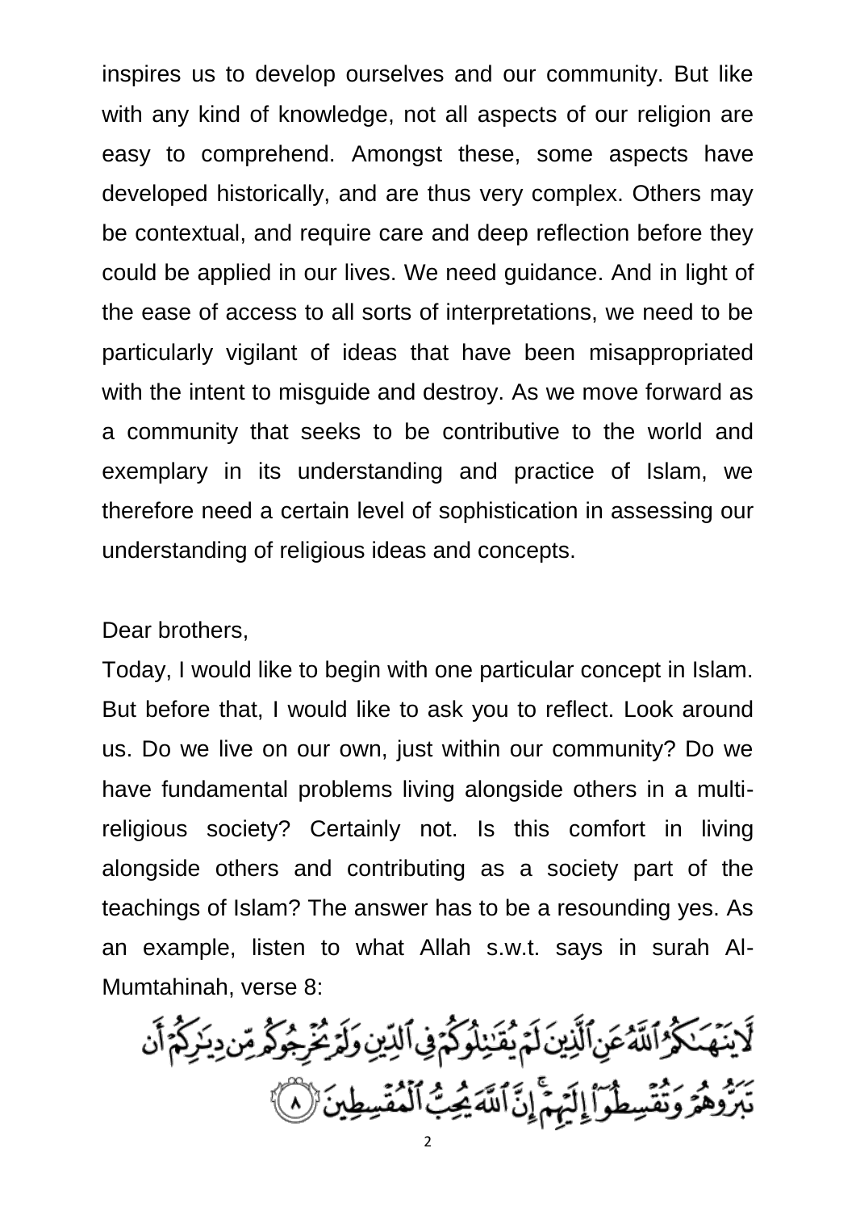inspires us to develop ourselves and our community. But like with any kind of knowledge, not all aspects of our religion are easy to comprehend. Amongst these, some aspects have developed historically, and are thus very complex. Others may be contextual, and require care and deep reflection before they could be applied in our lives. We need guidance. And in light of the ease of access to all sorts of interpretations, we need to be particularly vigilant of ideas that have been misappropriated with the intent to misguide and destroy. As we move forward as a community that seeks to be contributive to the world and exemplary in its understanding and practice of Islam, we therefore need a certain level of sophistication in assessing our understanding of religious ideas and concepts.

Dear brothers,

Today, I would like to begin with one particular concept in Islam. But before that, I would like to ask you to reflect. Look around us. Do we live on our own, just within our community? Do we have fundamental problems living alongside others in a multi-religious society? Certainly not. Is this comfort in living alongside others and contributing as a society part of the teachings of Islam? The answer has to be a resounding yes. As an example, listen to what Allah s.w.t. says in surah Al-Mumtahinah, verse 8:

لَّا يَنْهَىٰكُمُ ٱللَّهُ عَنِ ٱلَّذِينَ لَمْ يُقَٰتِلُوكُمْ فِى ٱلدِّينِ وَلَمْ يُخْرِجُوكُم مِّن دِيَٰرِكُمْ أَن تَبَرُّوهُمْ وَتُقْسِطُوٓا۟ إِلَيْهِمْ ۚ إِنَّ ٱللَّهَ يُحِبُّ ٱلْمُقْسِطِينَ ﴿٨﴾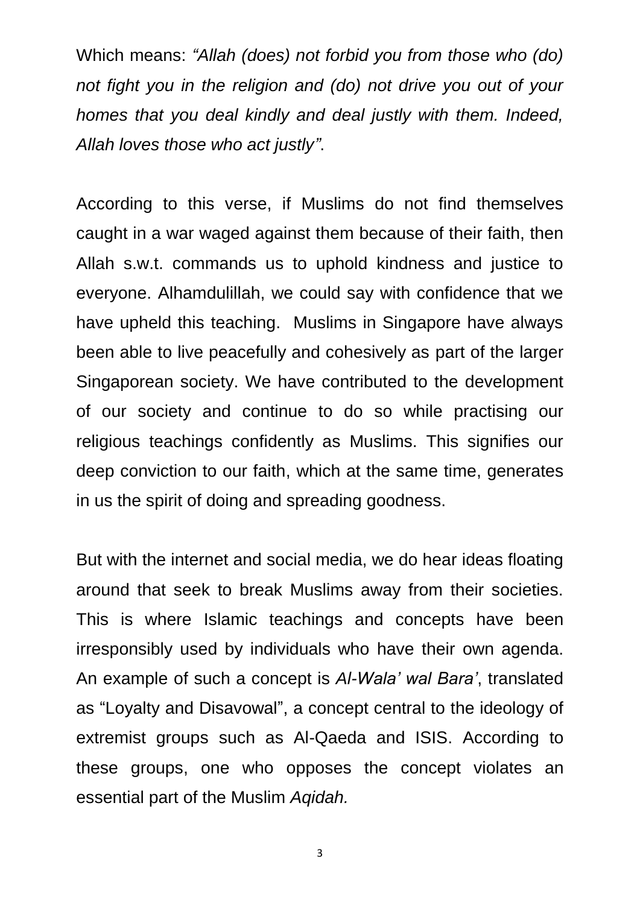Which means: *"Allah (does) not forbid you from those who (do) not fight you in the religion and (do) not drive you out of your homes that you deal kindly and deal justly with them. Indeed, Allah loves those who act justly"*.

According to this verse, if Muslims do not find themselves caught in a war waged against them because of their faith, then Allah s.w.t. commands us to uphold kindness and justice to everyone. Alhamdulillah, we could say with confidence that we have upheld this teaching. Muslims in Singapore have always been able to live peacefully and cohesively as part of the larger Singaporean society. We have contributed to the development of our society and continue to do so while practising our religious teachings confidently as Muslims. This signifies our deep conviction to our faith, which at the same time, generates in us the spirit of doing and spreading goodness.

But with the internet and social media, we do hear ideas floating around that seek to break Muslims away from their societies. This is where Islamic teachings and concepts have been irresponsibly used by individuals who have their own agenda. An example of such a concept is *Al-Wala' wal Bara'*, translated as "Loyalty and Disavowal", a concept central to the ideology of extremist groups such as Al-Qaeda and ISIS. According to these groups, one who opposes the concept violates an essential part of the Muslim *Aqidah.*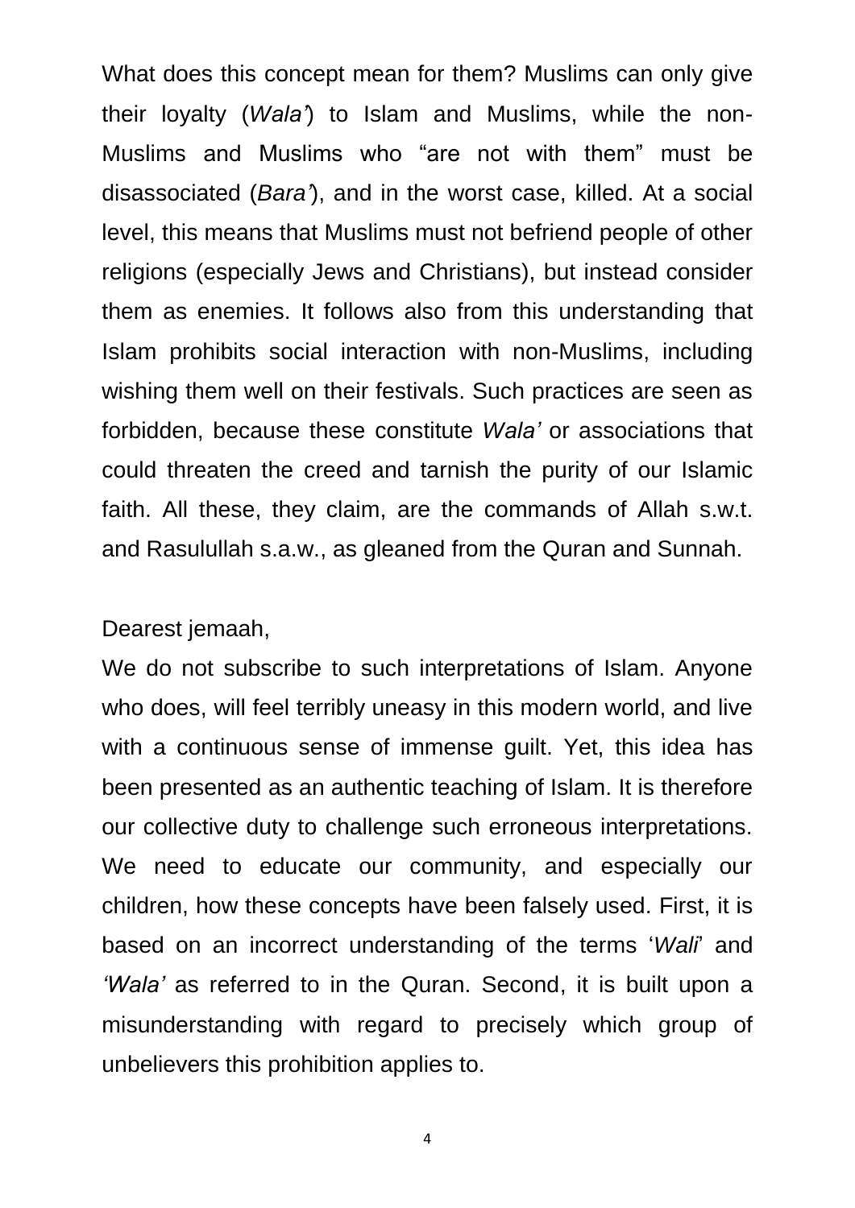What does this concept mean for them? Muslims can only give their loyalty (*Wala'*) to Islam and Muslims, while the non-Muslims and Muslims who "are not with them" must be disassociated (*Bara'*), and in the worst case, killed. At a social level, this means that Muslims must not befriend people of other religions (especially Jews and Christians), but instead consider them as enemies. It follows also from this understanding that Islam prohibits social interaction with non-Muslims, including wishing them well on their festivals. Such practices are seen as forbidden, because these constitute *Wala'* or associations that could threaten the creed and tarnish the purity of our Islamic faith. All these, they claim, are the commands of Allah s.w.t. and Rasulullah s.a.w., as gleaned from the Quran and Sunnah.

Dearest jemaah,

We do not subscribe to such interpretations of Islam. Anyone who does, will feel terribly uneasy in this modern world, and live with a continuous sense of immense guilt. Yet, this idea has been presented as an authentic teaching of Islam. It is therefore our collective duty to challenge such erroneous interpretations. We need to educate our community, and especially our children, how these concepts have been falsely used. First, it is based on an incorrect understanding of the terms '*Wali*' and *'Wala'* as referred to in the Quran. Second, it is built upon a misunderstanding with regard to precisely which group of unbelievers this prohibition applies to.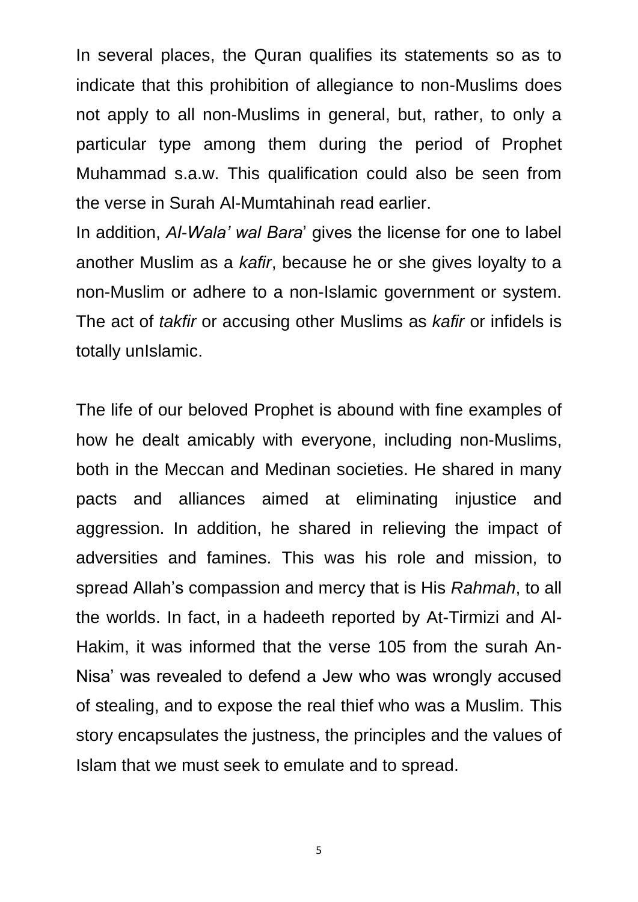In several places, the Quran qualifies its statements so as to indicate that this prohibition of allegiance to non-Muslims does not apply to all non-Muslims in general, but, rather, to only a particular type among them during the period of Prophet Muhammad s.a.w. This qualification could also be seen from the verse in Surah Al-Mumtahinah read earlier.

In addition, *Al-Wala' wal Bara*' gives the license for one to label another Muslim as a *kafir*, because he or she gives loyalty to a non-Muslim or adhere to a non-Islamic government or system. The act of *takfir* or accusing other Muslims as *kafir* or infidels is totally unIslamic.

The life of our beloved Prophet is abound with fine examples of how he dealt amicably with everyone, including non-Muslims, both in the Meccan and Medinan societies. He shared in many pacts and alliances aimed at eliminating injustice and aggression. In addition, he shared in relieving the impact of adversities and famines. This was his role and mission, to spread Allah's compassion and mercy that is His *Rahmah*, to all the worlds. In fact, in a hadeeth reported by At-Tirmizi and Al-Hakim, it was informed that the verse 105 from the surah An-Nisa' was revealed to defend a Jew who was wrongly accused of stealing, and to expose the real thief who was a Muslim. This story encapsulates the justness, the principles and the values of Islam that we must seek to emulate and to spread.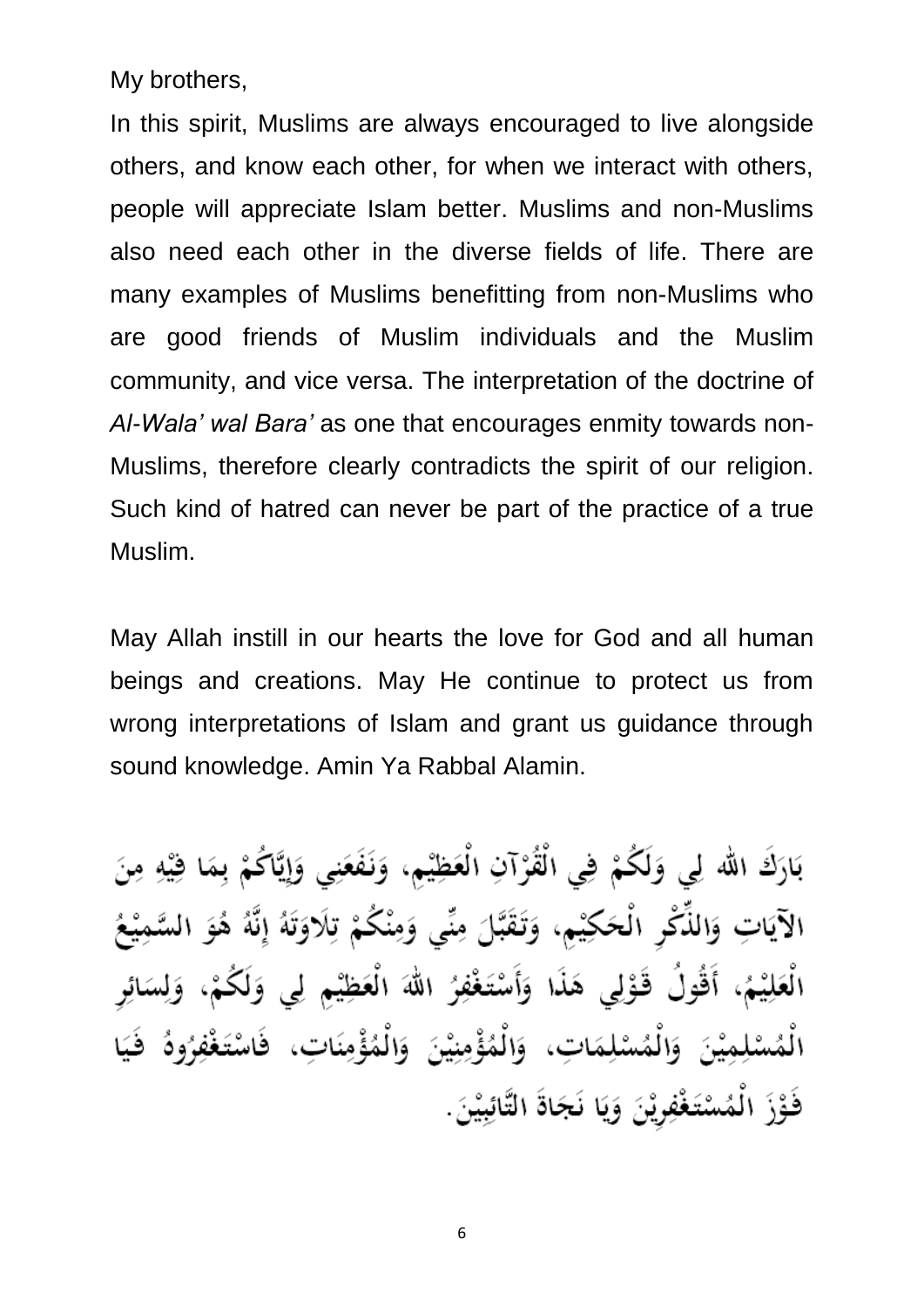My brothers,

In this spirit, Muslims are always encouraged to live alongside others, and know each other, for when we interact with others, people will appreciate Islam better. Muslims and non-Muslims also need each other in the diverse fields of life. There are many examples of Muslims benefitting from non-Muslims who are good friends of Muslim individuals and the Muslim community, and vice versa. The interpretation of the doctrine of *Al-Wala' wal Bara'* as one that encourages enmity towards non-Muslims, therefore clearly contradicts the spirit of our religion. Such kind of hatred can never be part of the practice of a true Muslim.

May Allah instill in our hearts the love for God and all human beings and creations. May He continue to protect us from wrong interpretations of Islam and grant us guidance through sound knowledge. Amin Ya Rabbal Alamin.

بَارَكَ اللهُ لِي وَلَكُمْ فِي الْقُرْآنِ الْعَظِيْمِ، وَنَفَعَنِي وَإِيَّاكُمْ بِمَا فِيْهِ مِنَ الآيَاتِ وَالذِّكْرِ الْحَكِيْمِ، وَتَقَبَّلَ مِنِّي وَمِنْكُمْ تِلَاوَتَهُ إِنَّهُ هُوَ السَّمِيْعُ الْعَلِيْمُ، أَقُوْلُ قَوْلِي هَذَا وَأَسْتَغْفِرُ اللهَ الْعَظِيْمَ لِي وَلَكُمْ، وَلِسَائِرِ الْمُسْلِمِيْنَ وَالْمُسْلِمَاتِ، وَالْمُؤْمِنِيْنَ وَالْمُؤْمِنَاتِ، فَاسْتَغْفِرُوهُ فَيَا فَوْزَ الْمُسْتَغْفِرِيْنَ وَيَا نَجَاةَ التَّائِبِيْنَ.